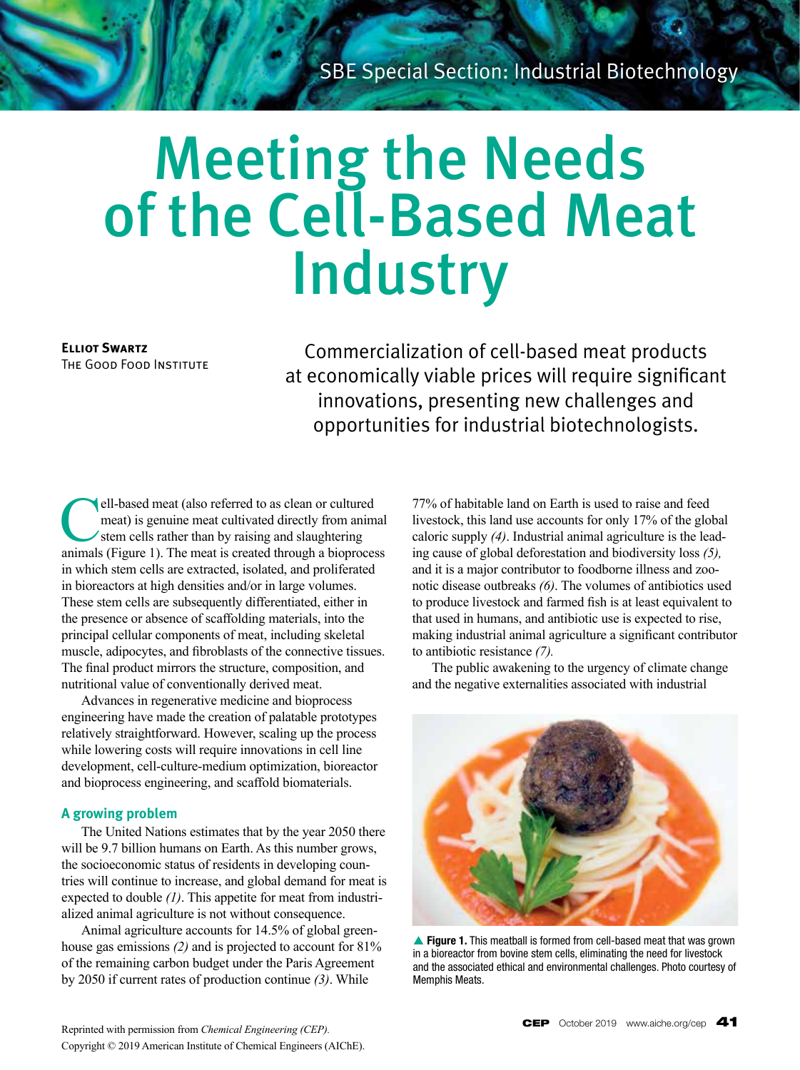SBE Special Section: Industrial Biotechnology

# Meeting the Needs of the Cell-Based Meat Industry

**Elliot Swartz**
The Good Food Institute

Commercialization of cell-based meat products at economically viable prices will require significant innovations, presenting new challenges and opportunities for industrial biotechnologists.

Cell-based meat (also referred to as clean or cultured meat) is genuine meat cultivated directly from animal stem cells rather than by raising and slaughtering animals (Figure 1). The meat is created through a bioprocess in which stem cells are extracted, isolated, and proliferated in bioreactors at high densities and/or in large volumes. These stem cells are subsequently differentiated, either in the presence or absence of scaffolding materials, into the principal cellular components of meat, including skeletal muscle, adipocytes, and fibroblasts of the connective tissues. The final product mirrors the structure, composition, and nutritional value of conventionally derived meat.

Advances in regenerative medicine and bioprocess engineering have made the creation of palatable prototypes relatively straightforward. However, scaling up the process while lowering costs will require innovations in cell line development, cell-culture-medium optimization, bioreactor and bioprocess engineering, and scaffold biomaterials.

## A growing problem

The United Nations estimates that by the year 2050 there will be 9.7 billion humans on Earth. As this number grows, the socioeconomic status of residents in developing countries will continue to increase, and global demand for meat is expected to double *(1)*. This appetite for meat from industrialized animal agriculture is not without consequence.

Animal agriculture accounts for 14.5% of global greenhouse gas emissions *(2)* and is projected to account for 81% of the remaining carbon budget under the Paris Agreement by 2050 if current rates of production continue *(3)*. While 77% of habitable land on Earth is used to raise and feed livestock, this land use accounts for only 17% of the global caloric supply *(4)*. Industrial animal agriculture is the leading cause of global deforestation and biodiversity loss *(5)*, and it is a major contributor to foodborne illness and zoonotic disease outbreaks *(6)*. The volumes of antibiotics used to produce livestock and farmed fish is at least equivalent to that used in humans, and antibiotic use is expected to rise, making industrial animal agriculture a significant contributor to antibiotic resistance *(7)*.

The public awakening to the urgency of climate change and the negative externalities associated with industrial

▲ **Figure 1.** This meatball is formed from cell-based meat that was grown in a bioreactor from bovine stem cells, eliminating the need for livestock and the associated ethical and environmental challenges. Photo courtesy of Memphis Meats.

Reprinted with permission from *Chemical Engineering (CEP)*.
Copyright © 2019 American Institute of Chemical Engineers (AIChE).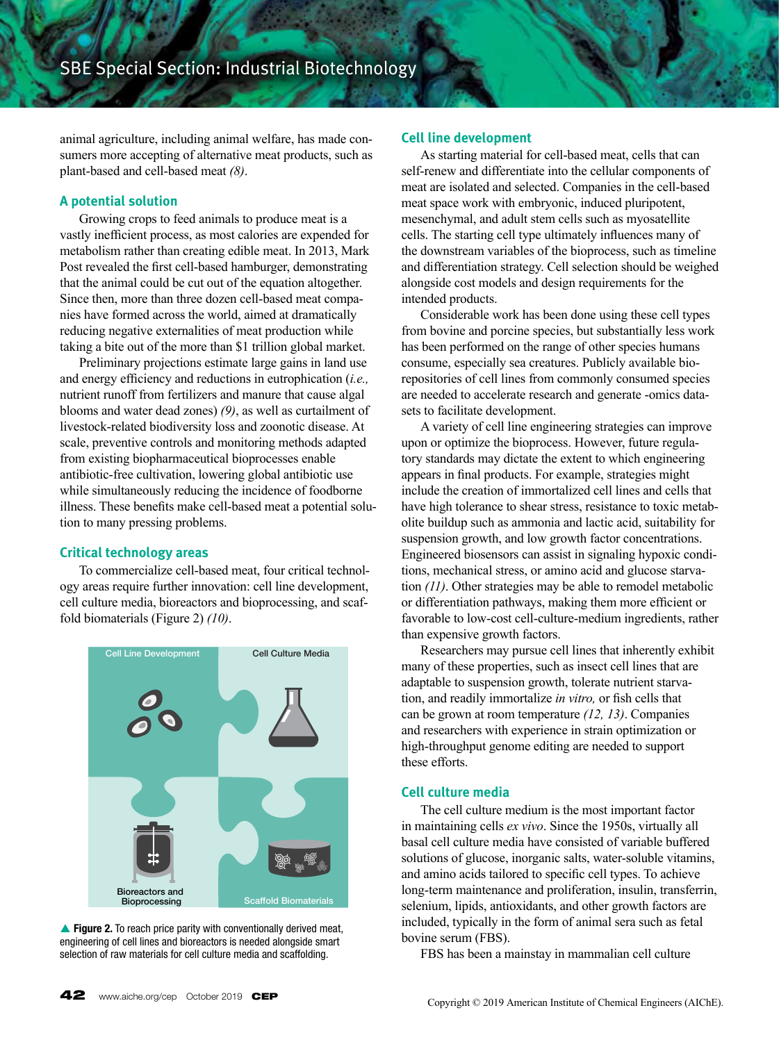animal agriculture, including animal welfare, has made consumers more accepting of alternative meat products, such as plant-based and cell-based meat *(8)*.

## A potential solution

Growing crops to feed animals to produce meat is a vastly inefficient process, as most calories are expended for metabolism rather than creating edible meat. In 2013, Mark Post revealed the first cell-based hamburger, demonstrating that the animal could be cut out of the equation altogether. Since then, more than three dozen cell-based meat companies have formed across the world, aimed at dramatically reducing negative externalities of meat production while taking a bite out of the more than $1 trillion global market.

Preliminary projections estimate large gains in land use and energy efficiency and reductions in eutrophication (*i.e.,* nutrient runoff from fertilizers and manure that cause algal blooms and water dead zones) *(9)*, as well as curtailment of livestock-related biodiversity loss and zoonotic disease. At scale, preventive controls and monitoring methods adapted from existing biopharmaceutical bioprocesses enable antibiotic-free cultivation, lowering global antibiotic use while simultaneously reducing the incidence of foodborne illness. These benefits make cell-based meat a potential solution to many pressing problems.

## Critical technology areas

To commercialize cell-based meat, four critical technology areas require further innovation: cell line development, cell culture media, bioreactors and bioprocessing, and scaffold biomaterials (Figure 2) *(10)*.

Cell Line Development | Cell Culture Media | Bioreactors and Bioprocessing | Scaffold Biomaterials

▲ **Figure 2.** To reach price parity with conventionally derived meat, engineering of cell lines and bioreactors is needed alongside smart selection of raw materials for cell culture media and scaffolding.

## Cell line development

As starting material for cell-based meat, cells that can self-renew and differentiate into the cellular components of meat are isolated and selected. Companies in the cell-based meat space work with embryonic, induced pluripotent, mesenchymal, and adult stem cells such as myosatellite cells. The starting cell type ultimately influences many of the downstream variables of the bioprocess, such as timeline and differentiation strategy. Cell selection should be weighed alongside cost models and design requirements for the intended products.

Considerable work has been done using these cell types from bovine and porcine species, but substantially less work has been performed on the range of other species humans consume, especially sea creatures. Publicly available biorepositories of cell lines from commonly consumed species are needed to accelerate research and generate -omics datasets to facilitate development.

A variety of cell line engineering strategies can improve upon or optimize the bioprocess. However, future regulatory standards may dictate the extent to which engineering appears in final products. For example, strategies might include the creation of immortalized cell lines and cells that have high tolerance to shear stress, resistance to toxic metabolite buildup such as ammonia and lactic acid, suitability for suspension growth, and low growth factor concentrations. Engineered biosensors can assist in signaling hypoxic conditions, mechanical stress, or amino acid and glucose starvation *(11)*. Other strategies may be able to remodel metabolic or differentiation pathways, making them more efficient or favorable to low-cost cell-culture-medium ingredients, rather than expensive growth factors.

Researchers may pursue cell lines that inherently exhibit many of these properties, such as insect cell lines that are adaptable to suspension growth, tolerate nutrient starvation, and readily immortalize *in vitro,* or fish cells that can be grown at room temperature *(12, 13)*. Companies and researchers with experience in strain optimization or high-throughput genome editing are needed to support these efforts.

## Cell culture media

The cell culture medium is the most important factor in maintaining cells *ex vivo*. Since the 1950s, virtually all basal cell culture media have consisted of variable buffered solutions of glucose, inorganic salts, water-soluble vitamins, and amino acids tailored to specific cell types. To achieve long-term maintenance and proliferation, insulin, transferrin, selenium, lipids, antioxidants, and other growth factors are included, typically in the form of animal sera such as fetal bovine serum (FBS).

FBS has been a mainstay in mammalian cell culture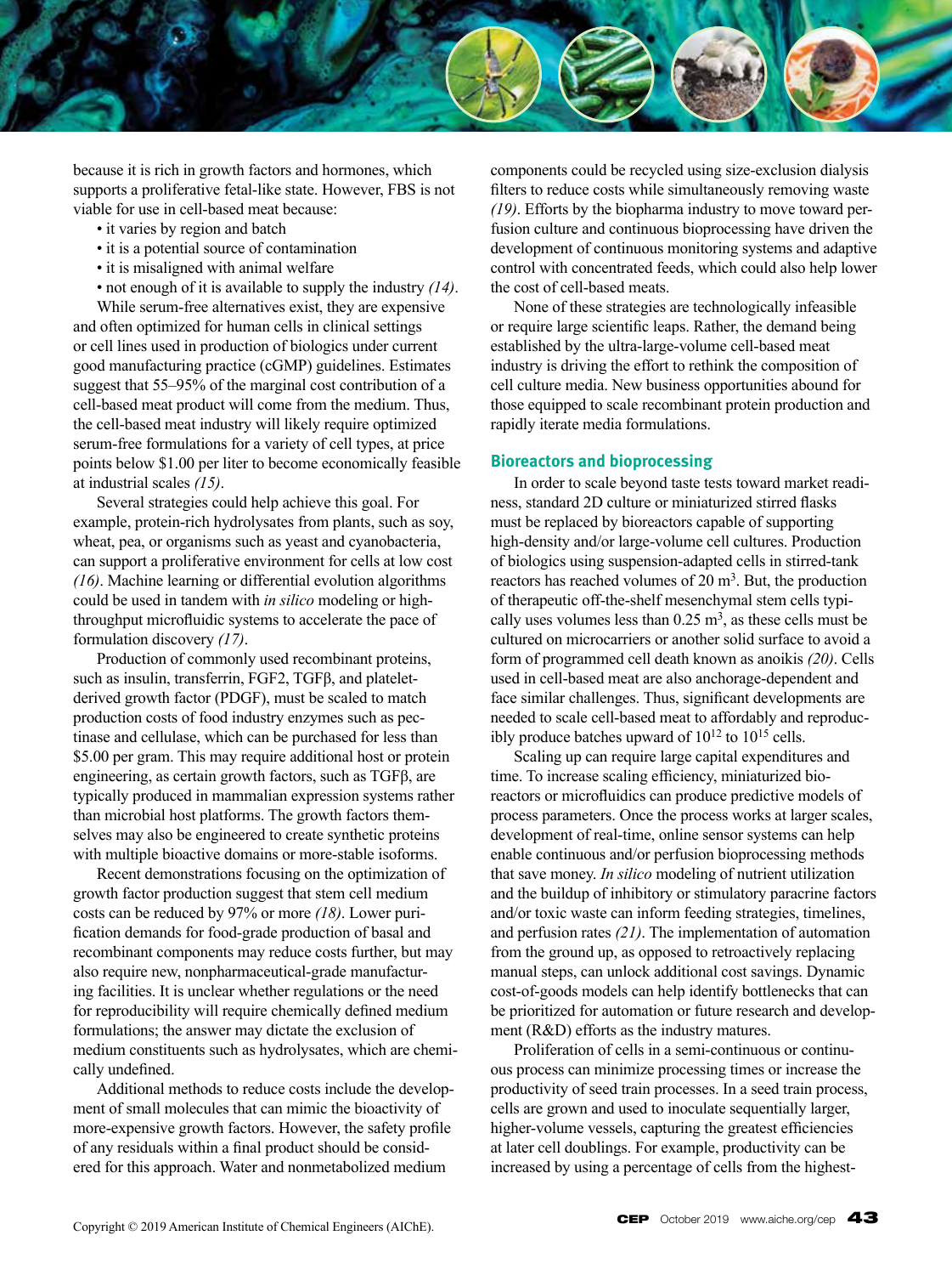because it is rich in growth factors and hormones, which supports a proliferative fetal-like state. However, FBS is not viable for use in cell-based meat because:

- it varies by region and batch
- it is a potential source of contamination
- it is misaligned with animal welfare
- not enough of it is available to supply the industry *(14)*.

While serum-free alternatives exist, they are expensive and often optimized for human cells in clinical settings or cell lines used in production of biologics under current good manufacturing practice (cGMP) guidelines. Estimates suggest that 55–95% of the marginal cost contribution of a cell-based meat product will come from the medium. Thus, the cell-based meat industry will likely require optimized serum-free formulations for a variety of cell types, at price points below $1.00 per liter to become economically feasible at industrial scales *(15)*.

Several strategies could help achieve this goal. For example, protein-rich hydrolysates from plants, such as soy, wheat, pea, or organisms such as yeast and cyanobacteria, can support a proliferative environment for cells at low cost *(16)*. Machine learning or differential evolution algorithms could be used in tandem with *in silico* modeling or high-throughput microfluidic systems to accelerate the pace of formulation discovery *(17)*.

Production of commonly used recombinant proteins, such as insulin, transferrin, FGF2, TGFβ, and platelet-derived growth factor (PDGF), must be scaled to match production costs of food industry enzymes such as pectinase and cellulase, which can be purchased for less than $5.00 per gram. This may require additional host or protein engineering, as certain growth factors, such as TGFβ, are typically produced in mammalian expression systems rather than microbial host platforms. The growth factors themselves may also be engineered to create synthetic proteins with multiple bioactive domains or more-stable isoforms.

Recent demonstrations focusing on the optimization of growth factor production suggest that stem cell medium costs can be reduced by 97% or more *(18)*. Lower purification demands for food-grade production of basal and recombinant components may reduce costs further, but may also require new, nonpharmaceutical-grade manufacturing facilities. It is unclear whether regulations or the need for reproducibility will require chemically defined medium formulations; the answer may dictate the exclusion of medium constituents such as hydrolysates, which are chemically undefined.

Additional methods to reduce costs include the development of small molecules that can mimic the bioactivity of more-expensive growth factors. However, the safety profile of any residuals within a final product should be considered for this approach. Water and nonmetabolized medium components could be recycled using size-exclusion dialysis filters to reduce costs while simultaneously removing waste *(19)*. Efforts by the biopharma industry to move toward perfusion culture and continuous bioprocessing have driven the development of continuous monitoring systems and adaptive control with concentrated feeds, which could also help lower the cost of cell-based meats.

None of these strategies are technologically infeasible or require large scientific leaps. Rather, the demand being established by the ultra-large-volume cell-based meat industry is driving the effort to rethink the composition of cell culture media. New business opportunities abound for those equipped to scale recombinant protein production and rapidly iterate media formulations.

## Bioreactors and bioprocessing

In order to scale beyond taste tests toward market readiness, standard 2D culture or miniaturized stirred flasks must be replaced by bioreactors capable of supporting high-density and/or large-volume cell cultures. Production of biologics using suspension-adapted cells in stirred-tank reactors has reached volumes of 20 $m^3$. But, the production of therapeutic off-the-shelf mesenchymal stem cells typically uses volumes less than 0.25 $m^3$, as these cells must be cultured on microcarriers or another solid surface to avoid a form of programmed cell death known as anoikis *(20)*. Cells used in cell-based meat are also anchorage-dependent and face similar challenges. Thus, significant developments are needed to scale cell-based meat to affordably and reproducibly produce batches upward of $10^{12}$ to $10^{15}$ cells.

Scaling up can require large capital expenditures and time. To increase scaling efficiency, miniaturized bioreactors or microfluidics can produce predictive models of process parameters. Once the process works at larger scales, development of real-time, online sensor systems can help enable continuous and/or perfusion bioprocessing methods that save money. *In silico* modeling of nutrient utilization and the buildup of inhibitory or stimulatory paracrine factors and/or toxic waste can inform feeding strategies, timelines, and perfusion rates *(21)*. The implementation of automation from the ground up, as opposed to retroactively replacing manual steps, can unlock additional cost savings. Dynamic cost-of-goods models can help identify bottlenecks that can be prioritized for automation or future research and development (R&D) efforts as the industry matures.

Proliferation of cells in a semi-continuous or continuous process can minimize processing times or increase the productivity of seed train processes. In a seed train process, cells are grown and used to inoculate sequentially larger, higher-volume vessels, capturing the greatest efficiencies at later cell doublings. For example, productivity can be increased by using a percentage of cells from the highest-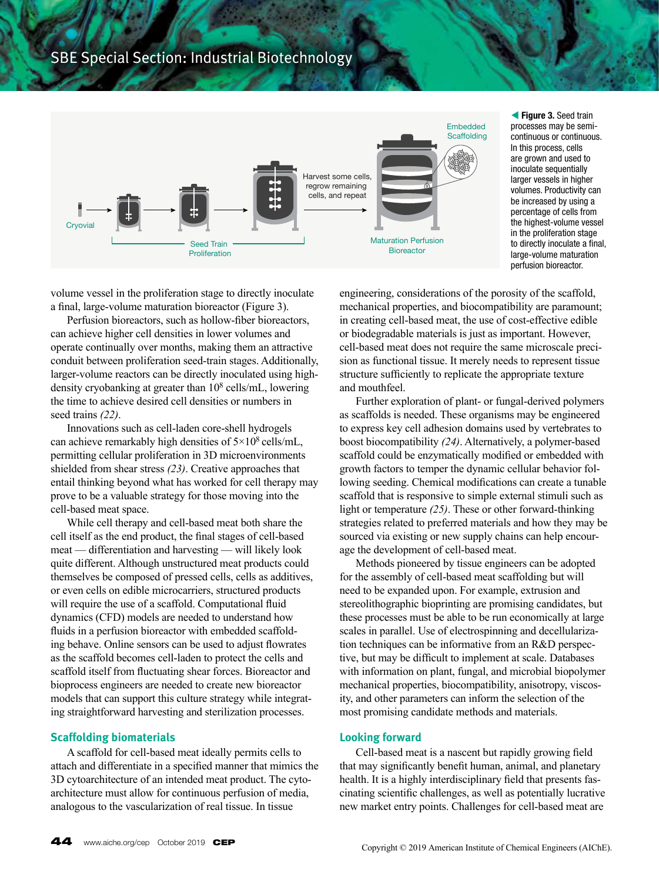**Figure 3.** Seed train processes may be semi-continuous or continuous. In this process, cells are grown and used to inoculate sequentially larger vessels in higher volumes. Productivity can be increased by using a percentage of cells from the highest-volume vessel in the proliferation stage to directly inoculate a final, large-volume maturation perfusion bioreactor.

volume vessel in the proliferation stage to directly inoculate a final, large-volume maturation bioreactor (Figure 3).

Perfusion bioreactors, such as hollow-fiber bioreactors, can achieve higher cell densities in lower volumes and operate continually over months, making them an attractive conduit between proliferation seed-train stages. Additionally, larger-volume reactors can be directly inoculated using high-density cryobanking at greater than $10^8$ cells/mL, lowering the time to achieve desired cell densities or numbers in seed trains *(22)*.

Innovations such as cell-laden core-shell hydrogels can achieve remarkably high densities of $5{\times}10^8$ cells/mL, permitting cellular proliferation in 3D microenvironments shielded from shear stress *(23)*. Creative approaches that entail thinking beyond what has worked for cell therapy may prove to be a valuable strategy for those moving into the cell-based meat space.

While cell therapy and cell-based meat both share the cell itself as the end product, the final stages of cell-based meat — differentiation and harvesting — will likely look quite different. Although unstructured meat products could themselves be composed of pressed cells, cells as additives, or even cells on edible microcarriers, structured products will require the use of a scaffold. Computational fluid dynamics (CFD) models are needed to understand how fluids in a perfusion bioreactor with embedded scaffolding behave. Online sensors can be used to adjust flowrates as the scaffold becomes cell-laden to protect the cells and scaffold itself from fluctuating shear forces. Bioreactor and bioprocess engineers are needed to create new bioreactor models that can support this culture strategy while integrating straightforward harvesting and sterilization processes.

## Scaffolding biomaterials

A scaffold for cell-based meat ideally permits cells to attach and differentiate in a specified manner that mimics the 3D cytoarchitecture of an intended meat product. The cytoarchitecture must allow for continuous perfusion of media, analogous to the vascularization of real tissue. In tissue engineering, considerations of the porosity of the scaffold, mechanical properties, and biocompatibility are paramount; in creating cell-based meat, the use of cost-effective edible or biodegradable materials is just as important. However, cell-based meat does not require the same microscale precision as functional tissue. It merely needs to represent tissue structure sufficiently to replicate the appropriate texture and mouthfeel.

Further exploration of plant- or fungal-derived polymers as scaffolds is needed. These organisms may be engineered to express key cell adhesion domains used by vertebrates to boost biocompatibility *(24)*. Alternatively, a polymer-based scaffold could be enzymatically modified or embedded with growth factors to temper the dynamic cellular behavior following seeding. Chemical modifications can create a tunable scaffold that is responsive to simple external stimuli such as light or temperature *(25)*. These or other forward-thinking strategies related to preferred materials and how they may be sourced via existing or new supply chains can help encourage the development of cell-based meat.

Methods pioneered by tissue engineers can be adopted for the assembly of cell-based meat scaffolding but will need to be expanded upon. For example, extrusion and stereolithographic bioprinting are promising candidates, but these processes must be able to be run economically at large scales in parallel. Use of electrospinning and decellularization techniques can be informative from an R&D perspective, but may be difficult to implement at scale. Databases with information on plant, fungal, and microbial biopolymer mechanical properties, biocompatibility, anisotropy, viscosity, and other parameters can inform the selection of the most promising candidate methods and materials.

## Looking forward

Cell-based meat is a nascent but rapidly growing field that may significantly benefit human, animal, and planetary health. It is a highly interdisciplinary field that presents fascinating scientific challenges, as well as potentially lucrative new market entry points. Challenges for cell-based meat are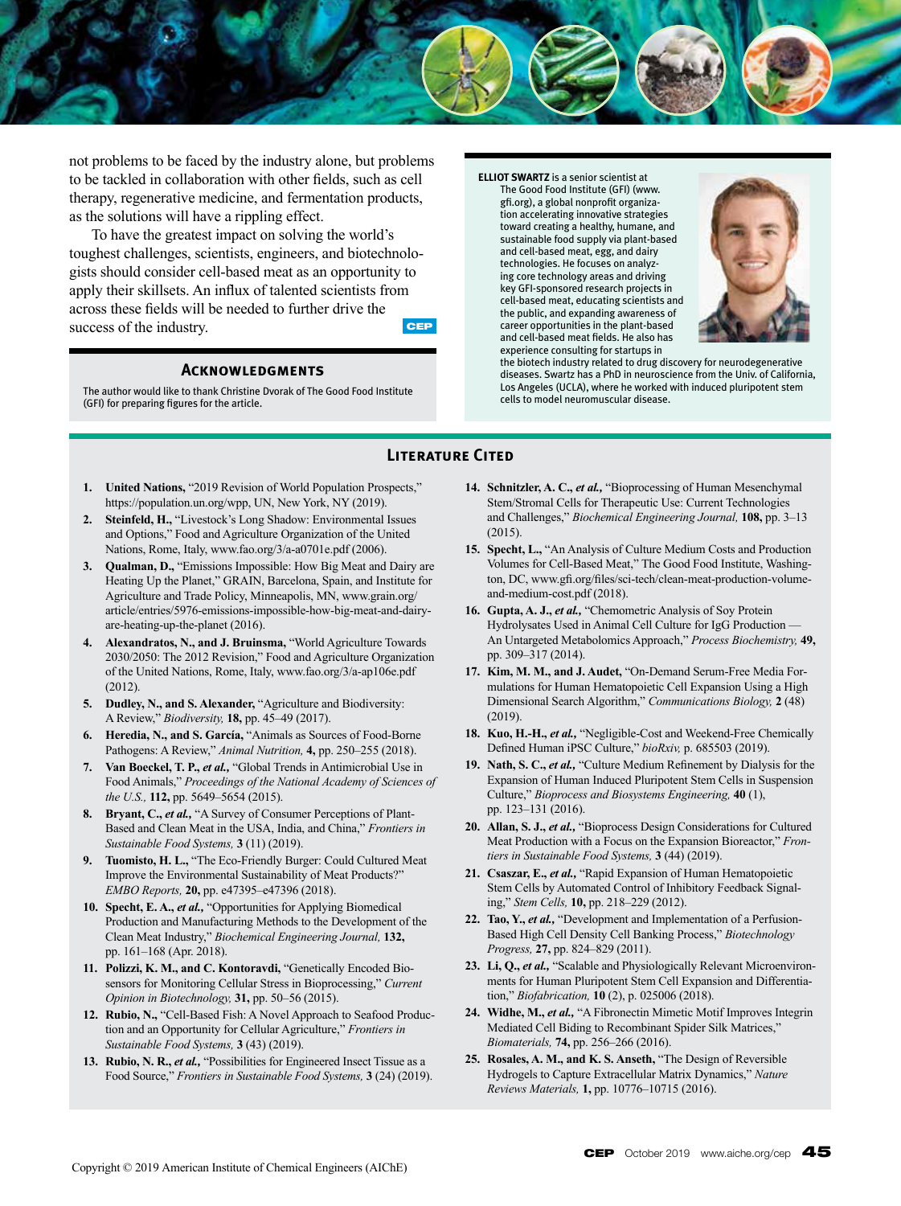not problems to be faced by the industry alone, but problems to be tackled in collaboration with other fields, such as cell therapy, regenerative medicine, and fermentation products, as the solutions will have a rippling effect.

To have the greatest impact on solving the world's toughest challenges, scientists, engineers, and biotechnologists should consider cell-based meat as an opportunity to apply their skillsets. An influx of talented scientists from across these fields will be needed to further drive the success of the industry. CEP

## Acknowledgments

The author would like to thank Christine Dvorak of The Good Food Institute (GFI) for preparing figures for the article.

**ELLIOT SWARTZ** is a senior scientist at The Good Food Institute (GFI) (www.gfi.org), a global nonprofit organization accelerating innovative strategies toward creating a healthy, humane, and sustainable food supply via plant-based and cell-based meat, egg, and dairy technologies. He focuses on analyzing core technology areas and driving key GFI-sponsored research projects in cell-based meat, educating scientists and the public, and expanding awareness of career opportunities in the plant-based and cell-based meat fields. He also has experience consulting for startups in the biotech industry related to drug discovery for neurodegenerative diseases. Swartz has a PhD in neuroscience from the Univ. of California, Los Angeles (UCLA), where he worked with induced pluripotent stem cells to model neuromuscular disease.

## Literature Cited

1. **United Nations,** "2019 Revision of World Population Prospects," https://population.un.org/wpp, UN, New York, NY (2019).
2. **Steinfeld, H.,** "Livestock's Long Shadow: Environmental Issues and Options," Food and Agriculture Organization of the United Nations, Rome, Italy, www.fao.org/3/a-a0701e.pdf (2006).
3. **Qualman, D.,** "Emissions Impossible: How Big Meat and Dairy are Heating Up the Planet," GRAIN, Barcelona, Spain, and Institute for Agriculture and Trade Policy, Minneapolis, MN, www.grain.org/article/entries/5976-emissions-impossible-how-big-meat-and-dairy-are-heating-up-the-planet (2016).
4. **Alexandratos, N., and J. Bruinsma,** "World Agriculture Towards 2030/2050: The 2012 Revision," Food and Agriculture Organization of the United Nations, Rome, Italy, www.fao.org/3/a-ap106e.pdf (2012).
5. **Dudley, N., and S. Alexander,** "Agriculture and Biodiversity: A Review," *Biodiversity,* **18,** pp. 45–49 (2017).
6. **Heredia, N., and S. García,** "Animals as Sources of Food-Borne Pathogens: A Review," *Animal Nutrition,* **4,** pp. 250–255 (2018).
7. **Van Boeckel, T. P., *et al.,*** "Global Trends in Antimicrobial Use in Food Animals," *Proceedings of the National Academy of Sciences of the U.S.,* **112,** pp. 5649–5654 (2015).
8. **Bryant, C., *et al.,*** "A Survey of Consumer Perceptions of Plant-Based and Clean Meat in the USA, India, and China," *Frontiers in Sustainable Food Systems,* **3** (11) (2019).
9. **Tuomisto, H. L.,** "The Eco-Friendly Burger: Could Cultured Meat Improve the Environmental Sustainability of Meat Products?" *EMBO Reports,* **20,** pp. e47395–e47396 (2018).
10. **Specht, E. A., *et al.,*** "Opportunities for Applying Biomedical Production and Manufacturing Methods to the Development of the Clean Meat Industry," *Biochemical Engineering Journal,* **132,** pp. 161–168 (Apr. 2018).
11. **Polizzi, K. M., and C. Kontoravdi,** "Genetically Encoded Biosensors for Monitoring Cellular Stress in Bioprocessing," *Current Opinion in Biotechnology,* **31,** pp. 50–56 (2015).
12. **Rubio, N.,** "Cell-Based Fish: A Novel Approach to Seafood Production and an Opportunity for Cellular Agriculture," *Frontiers in Sustainable Food Systems,* **3** (43) (2019).
13. **Rubio, N. R., *et al.,*** "Possibilities for Engineered Insect Tissue as a Food Source," *Frontiers in Sustainable Food Systems,* **3** (24) (2019).
14. **Schnitzler, A. C., *et al.,*** "Bioprocessing of Human Mesenchymal Stem/Stromal Cells for Therapeutic Use: Current Technologies and Challenges," *Biochemical Engineering Journal,* **108,** pp. 3–13 (2015).
15. **Specht, L.,** "An Analysis of Culture Medium Costs and Production Volumes for Cell-Based Meat," The Good Food Institute, Washington, DC, www.gfi.org/files/sci-tech/clean-meat-production-volume-and-medium-cost.pdf (2018).
16. **Gupta, A. J., *et al.,*** "Chemometric Analysis of Soy Protein Hydrolysates Used in Animal Cell Culture for IgG Production — An Untargeted Metabolomics Approach," *Process Biochemistry,* **49,** pp. 309–317 (2014).
17. **Kim, M. M., and J. Audet,** "On-Demand Serum-Free Media Formulations for Human Hematopoietic Cell Expansion Using a High Dimensional Search Algorithm," *Communications Biology,* **2** (48) (2019).
18. **Kuo, H.-H., *et al.,*** "Negligible-Cost and Weekend-Free Chemically Defined Human iPSC Culture," *bioRxiv,* p. 685503 (2019).
19. **Nath, S. C., *et al.,*** "Culture Medium Refinement by Dialysis for the Expansion of Human Induced Pluripotent Stem Cells in Suspension Culture," *Bioprocess and Biosystems Engineering,* **40** (1), pp. 123–131 (2016).
20. **Allan, S. J., *et al.,*** "Bioprocess Design Considerations for Cultured Meat Production with a Focus on the Expansion Bioreactor," *Frontiers in Sustainable Food Systems,* **3** (44) (2019).
21. **Csaszar, E., *et al.,*** "Rapid Expansion of Human Hematopoietic Stem Cells by Automated Control of Inhibitory Feedback Signaling," *Stem Cells,* **10,** pp. 218–229 (2012).
22. **Tao, Y., *et al.,*** "Development and Implementation of a Perfusion-Based High Cell Density Cell Banking Process," *Biotechnology Progress,* **27,** pp. 824–829 (2011).
23. **Li, Q., *et al.,*** "Scalable and Physiologically Relevant Microenvironments for Human Pluripotent Stem Cell Expansion and Differentiation," *Biofabrication,* **10** (2), p. 025006 (2018).
24. **Widhe, M., *et al.,*** "A Fibronectin Mimetic Motif Improves Integrin Mediated Cell Biding to Recombinant Spider Silk Matrices," *Biomaterials,* **74,** pp. 256–266 (2016).
25. **Rosales, A. M., and K. S. Anseth,** "The Design of Reversible Hydrogels to Capture Extracellular Matrix Dynamics," *Nature Reviews Materials,* **1,** pp. 10776–10715 (2016).

Copyright © 2019 American Institute of Chemical Engineers (AIChE)